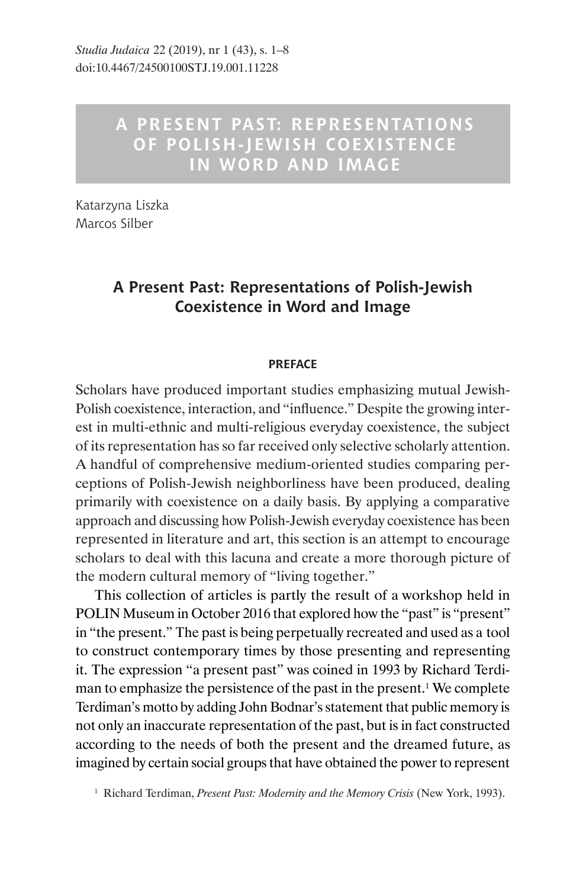# A PRESENT PAST: REPRESENTATIONS OF POLISH-JEWISH COEXISTENCE IN WORD AND IMAGE

Katarzyna Liszka
Marcos Silber

## A Present Past: Representations of Polish-Jewish Coexistence in Word and Image

### PREFACE

Scholars have produced important studies emphasizing mutual Jewish-Polish coexistence, interaction, and "influence." Despite the growing interest in multi-ethnic and multi-religious everyday coexistence, the subject of its representation has so far received only selective scholarly attention. A handful of comprehensive medium-oriented studies comparing perceptions of Polish-Jewish neighborliness have been produced, dealing primarily with coexistence on a daily basis. By applying a comparative approach and discussing how Polish-Jewish everyday coexistence has been represented in literature and art, this section is an attempt to encourage scholars to deal with this lacuna and create a more thorough picture of the modern cultural memory of "living together."

This collection of articles is partly the result of a workshop held in POLIN Museum in October 2016 that explored how the "past" is "present" in "the present." The past is being perpetually recreated and used as a tool to construct contemporary times by those presenting and representing it. The expression "a present past" was coined in 1993 by Richard Terdiman to emphasize the persistence of the past in the present.[1] We complete Terdiman's motto by adding John Bodnar's statement that public memory is not only an inaccurate representation of the past, but is in fact constructed according to the needs of both the present and the dreamed future, as imagined by certain social groups that have obtained the power to represent

[1] Richard Terdiman, *Present Past: Modernity and the Memory Crisis* (New York, 1993).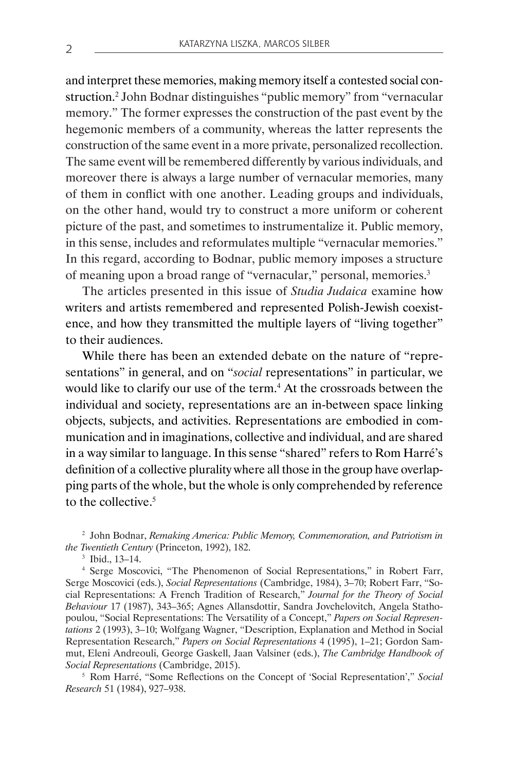and interpret these memories, making memory itself a contested social construction.[2] John Bodnar distinguishes "public memory" from "vernacular memory." The former expresses the construction of the past event by the hegemonic members of a community, whereas the latter represents the construction of the same event in a more private, personalized recollection. The same event will be remembered differently by various individuals, and moreover there is always a large number of vernacular memories, many of them in conflict with one another. Leading groups and individuals, on the other hand, would try to construct a more uniform or coherent picture of the past, and sometimes to instrumentalize it. Public memory, in this sense, includes and reformulates multiple "vernacular memories." In this regard, according to Bodnar, public memory imposes a structure of meaning upon a broad range of "vernacular," personal, memories.[3]

The articles presented in this issue of *Studia Judaica* examine how writers and artists remembered and represented Polish-Jewish coexistence, and how they transmitted the multiple layers of "living together" to their audiences.

While there has been an extended debate on the nature of "representations" in general, and on "*social* representations" in particular, we would like to clarify our use of the term.[4] At the crossroads between the individual and society, representations are an in-between space linking objects, subjects, and activities. Representations are embodied in communication and in imaginations, collective and individual, and are shared in a way similar to language. In this sense "shared" refers to Rom Harré's definition of a collective plurality where all those in the group have overlapping parts of the whole, but the whole is only comprehended by reference to the collective.[5]

---

[2] John Bodnar, *Remaking America: Public Memory, Commemoration, and Patriotism in the Twentieth Century* (Princeton, 1992), 182.

[3] Ibid., 13–14.

[4] Serge Moscovici, "The Phenomenon of Social Representations," in Robert Farr, Serge Moscovici (eds.), *Social Representations* (Cambridge, 1984), 3–70; Robert Farr, "Social Representations: A French Tradition of Research," *Journal for the Theory of Social Behaviour* 17 (1987), 343–365; Agnes Allansdottir, Sandra Jovchelovitch, Angela Stathopoulou, "Social Representations: The Versatility of a Concept," *Papers on Social Representations* 2 (1993), 3–10; Wolfgang Wagner, "Description, Explanation and Method in Social Representation Research," *Papers on Social Representations* 4 (1995), 1–21; Gordon Sammut, Eleni Andreouli, George Gaskell, Jaan Valsiner (eds.), *The Cambridge Handbook of Social Representations* (Cambridge, 2015).

[5] Rom Harré, "Some Reflections on the Concept of 'Social Representation'," *Social Research* 51 (1984), 927–938.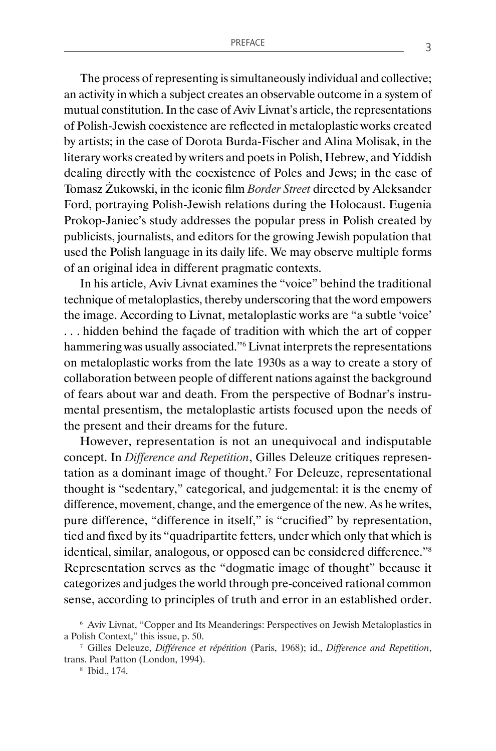The process of representing is simultaneously individual and collective; an activity in which a subject creates an observable outcome in a system of mutual constitution. In the case of Aviv Livnat's article, the representations of Polish-Jewish coexistence are reflected in metaloplastic works created by artists; in the case of Dorota Burda-Fischer and Alina Molisak, in the literary works created by writers and poets in Polish, Hebrew, and Yiddish dealing directly with the coexistence of Poles and Jews; in the case of Tomasz Żukowski, in the iconic film *Border Street* directed by Aleksander Ford, portraying Polish-Jewish relations during the Holocaust. Eugenia Prokop-Janiec's study addresses the popular press in Polish created by publicists, journalists, and editors for the growing Jewish population that used the Polish language in its daily life. We may observe multiple forms of an original idea in different pragmatic contexts.

In his article, Aviv Livnat examines the "voice" behind the traditional technique of metaloplastics, thereby underscoring that the word empowers the image. According to Livnat, metaloplastic works are "a subtle 'voice' . . . hidden behind the façade of tradition with which the art of copper hammering was usually associated."[6] Livnat interprets the representations on metaloplastic works from the late 1930s as a way to create a story of collaboration between people of different nations against the background of fears about war and death. From the perspective of Bodnar's instrumental presentism, the metaloplastic artists focused upon the needs of the present and their dreams for the future.

However, representation is not an unequivocal and indisputable concept. In *Difference and Repetition*, Gilles Deleuze critiques representation as a dominant image of thought.[7] For Deleuze, representational thought is "sedentary," categorical, and judgemental: it is the enemy of difference, movement, change, and the emergence of the new. As he writes, pure difference, "difference in itself," is "crucified" by representation, tied and fixed by its "quadripartite fetters, under which only that which is identical, similar, analogous, or opposed can be considered difference."[8] Representation serves as the "dogmatic image of thought" because it categorizes and judges the world through pre-conceived rational common sense, according to principles of truth and error in an established order.

[6] Aviv Livnat, "Copper and Its Meanderings: Perspectives on Jewish Metaloplastics in a Polish Context," this issue, p. 50.

[7] Gilles Deleuze, *Différence et répétition* (Paris, 1968); id., *Difference and Repetition*, trans. Paul Patton (London, 1994).

[8] Ibid., 174.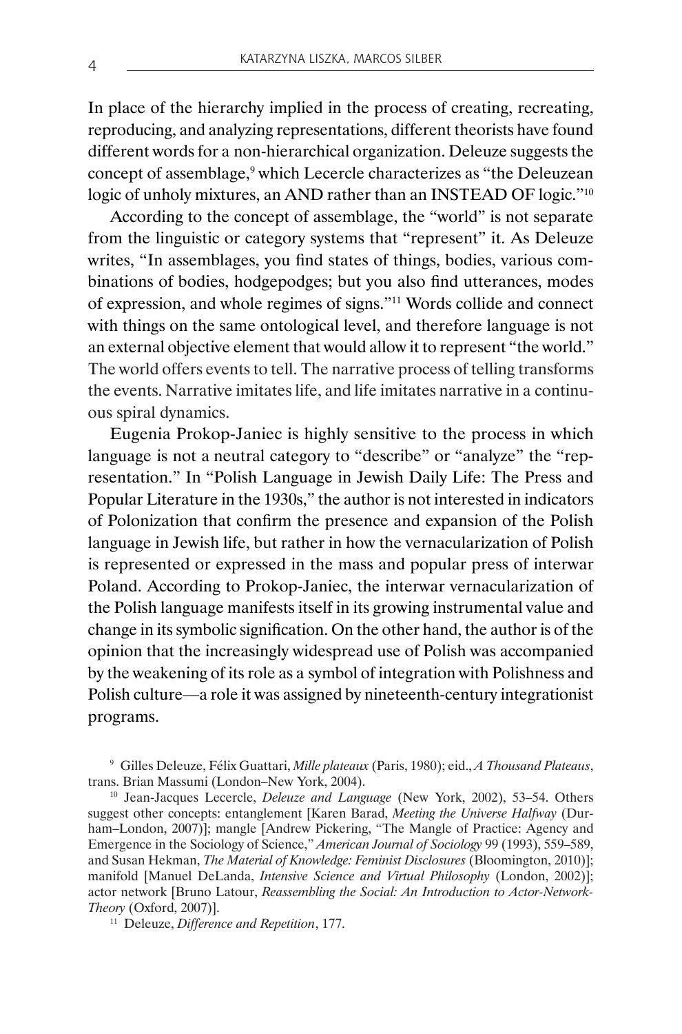In place of the hierarchy implied in the process of creating, recreating, reproducing, and analyzing representations, different theorists have found different words for a non-hierarchical organization. Deleuze suggests the concept of assemblage,[9] which Lecercle characterizes as "the Deleuzean logic of unholy mixtures, an AND rather than an INSTEAD OF logic."[10]

According to the concept of assemblage, the "world" is not separate from the linguistic or category systems that "represent" it. As Deleuze writes, "In assemblages, you find states of things, bodies, various combinations of bodies, hodgepodges; but you also find utterances, modes of expression, and whole regimes of signs."[11] Words collide and connect with things on the same ontological level, and therefore language is not an external objective element that would allow it to represent "the world." The world offers events to tell. The narrative process of telling transforms the events. Narrative imitates life, and life imitates narrative in a continuous spiral dynamics.

Eugenia Prokop-Janiec is highly sensitive to the process in which language is not a neutral category to "describe" or "analyze" the "representation." In "Polish Language in Jewish Daily Life: The Press and Popular Literature in the 1930s," the author is not interested in indicators of Polonization that confirm the presence and expansion of the Polish language in Jewish life, but rather in how the vernacularization of Polish is represented or expressed in the mass and popular press of interwar Poland. According to Prokop-Janiec, the interwar vernacularization of the Polish language manifests itself in its growing instrumental value and change in its symbolic signification. On the other hand, the author is of the opinion that the increasingly widespread use of Polish was accompanied by the weakening of its role as a symbol of integration with Polishness and Polish culture—a role it was assigned by nineteenth-century integrationist programs.

[9] Gilles Deleuze, Félix Guattari, *Mille plateaux* (Paris, 1980); eid., *A Thousand Plateaus*, trans. Brian Massumi (London–New York, 2004).

[10] Jean-Jacques Lecercle, *Deleuze and Language* (New York, 2002), 53–54. Others suggest other concepts: entanglement [Karen Barad, *Meeting the Universe Halfway* (Durham–London, 2007)]; mangle [Andrew Pickering, "The Mangle of Practice: Agency and Emergence in the Sociology of Science," *American Journal of Sociology* 99 (1993), 559–589, and Susan Hekman, *The Material of Knowledge: Feminist Disclosures* (Bloomington, 2010)]; manifold [Manuel DeLanda, *Intensive Science and Virtual Philosophy* (London, 2002)]; actor network [Bruno Latour, *Reassembling the Social: An Introduction to Actor-Network-Theory* (Oxford, 2007)].

[11] Deleuze, *Difference and Repetition*, 177.